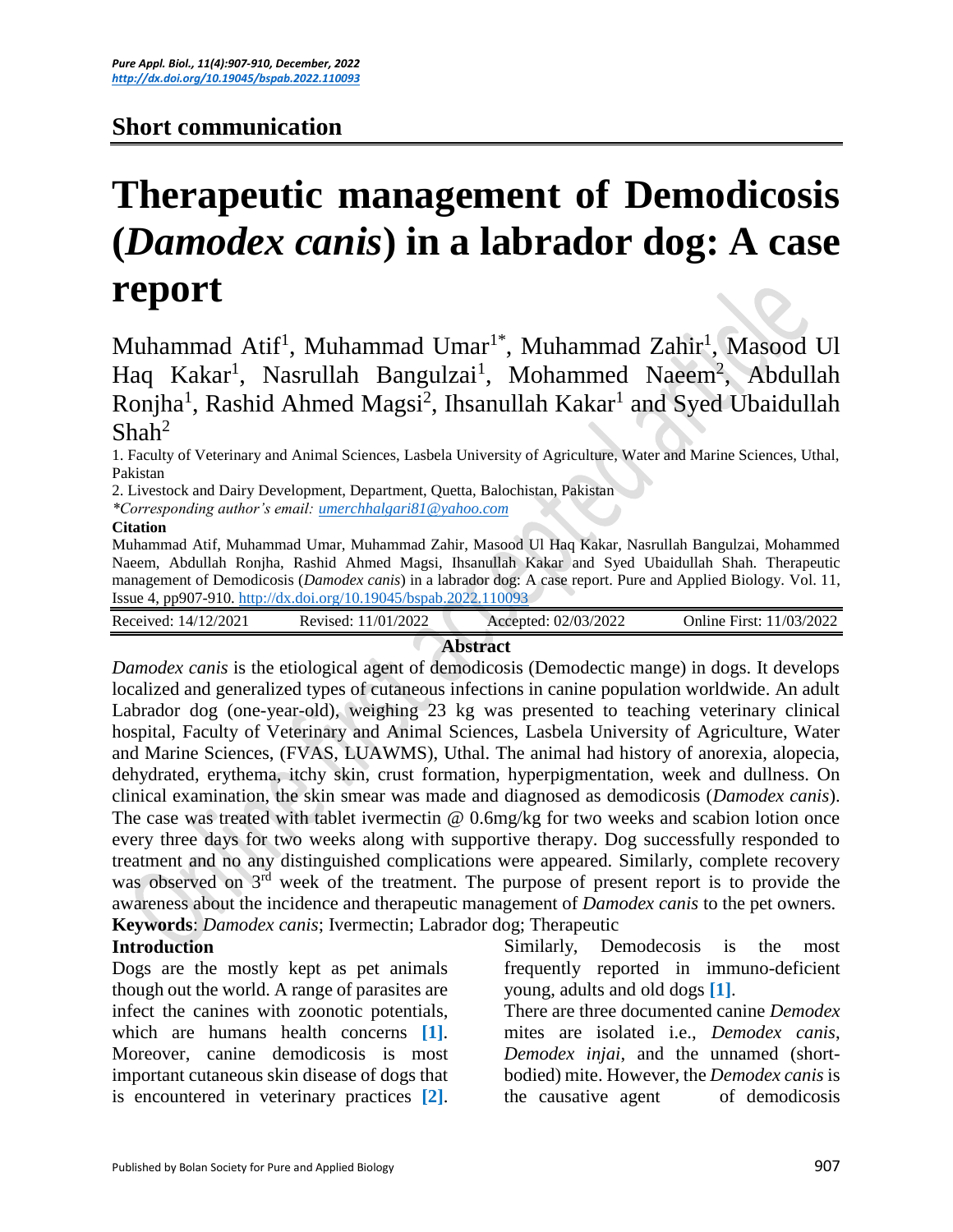## Short communication

# Therapeutic management of Demodicosis (*Damodex canis*) in a labrador dog: A case report

Muhammad Atif[1], Muhammad Umar[1*], Muhammad Zahir[1], Masood Ul Haq Kakar[1], Nasrullah Bangulzai[1], Mohammed Naeem[2], Abdullah Ronjha[1], Rashid Ahmed Magsi[2], Ihsanullah Kakar[1] and Syed Ubaidullah Shah[2]

1. Faculty of Veterinary and Animal Sciences, Lasbela University of Agriculture, Water and Marine Sciences, Uthal, Pakistan
2. Livestock and Dairy Development, Department, Quetta, Balochistan, Pakistan

*\*Corresponding author's email: umerchhalgari81@yahoo.com*

**Citation**

Muhammad Atif, Muhammad Umar, Muhammad Zahir, Masood Ul Haq Kakar, Nasrullah Bangulzai, Mohammed Naeem, Abdullah Ronjha, Rashid Ahmed Magsi, Ihsanullah Kakar and Syed Ubaidullah Shah. Therapeutic management of Demodicosis (*Damodex canis*) in a labrador dog: A case report. Pure and Applied Biology. Vol. 11, Issue 4, pp907-910. http://dx.doi.org/10.19045/bspab.2022.110093

| Received: 14/12/2021 | Revised: 11/01/2022 | Accepted: 02/03/2022 | Online First: 11/03/2022 |
|---|---|---|---|

**Abstract**

*Damodex canis* is the etiological agent of demodicosis (Demodectic mange) in dogs. It develops localized and generalized types of cutaneous infections in canine population worldwide. An adult Labrador dog (one-year-old), weighing 23 kg was presented to teaching veterinary clinical hospital, Faculty of Veterinary and Animal Sciences, Lasbela University of Agriculture, Water and Marine Sciences, (FVAS, LUAWMS), Uthal. The animal had history of anorexia, alopecia, dehydrated, erythema, itchy skin, crust formation, hyperpigmentation, week and dullness. On clinical examination, the skin smear was made and diagnosed as demodicosis (*Damodex canis*). The case was treated with tablet ivermectin @ 0.6mg/kg for two weeks and scabion lotion once every three days for two weeks along with supportive therapy. Dog successfully responded to treatment and no any distinguished complications were appeared. Similarly, complete recovery was observed on 3rd week of the treatment. The purpose of present report is to provide the awareness about the incidence and therapeutic management of *Damodex canis* to the pet owners.

**Keywords**: *Damodex canis*; Ivermectin; Labrador dog; Therapeutic

## Introduction

Dogs are the mostly kept as pet animals though out the world. A range of parasites are infect the canines with zoonotic potentials, which are humans health concerns [1]. Moreover, canine demodicosis is most important cutaneous skin disease of dogs that is encountered in veterinary practices [2]. Similarly, Demodecosis is the most frequently reported in immuno-deficient young, adults and old dogs [1].

There are three documented canine *Demodex* mites are isolated i.e., *Demodex canis*, *Demodex injai*, and the unnamed (short-bodied) mite. However, the *Demodex canis* is the causative agent of demodicosis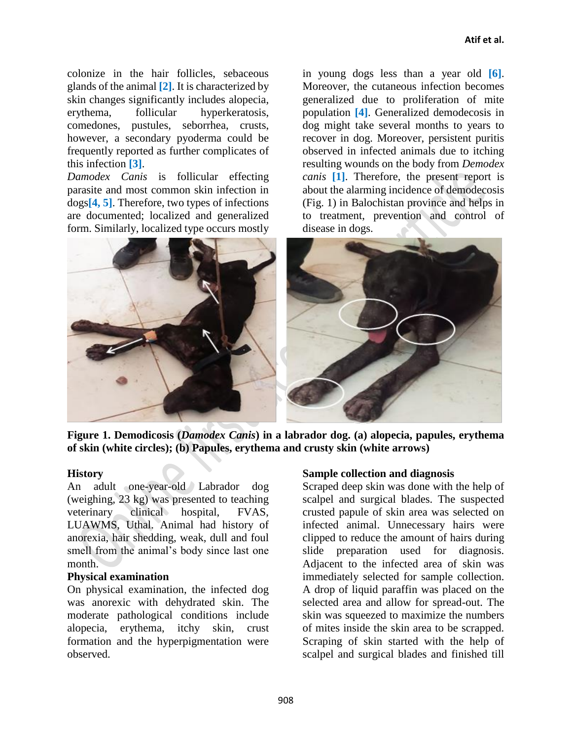colonize in the hair follicles, sebaceous glands of the animal [2]. It is characterized by skin changes significantly includes alopecia, erythema, follicular hyperkeratosis, comedones, pustules, seborrhea, crusts, however, a secondary pyoderma could be frequently reported as further complicates of this infection [3].

*Damodex Canis* is follicular effecting parasite and most common skin infection in dogs[4, 5]. Therefore, two types of infections are documented; localized and generalized form. Similarly, localized type occurs mostly in young dogs less than a year old [6]. Moreover, the cutaneous infection becomes generalized due to proliferation of mite population [4]. Generalized demodecosis in dog might take several months to years to recover in dog. Moreover, persistent puritis observed in infected animals due to itching resulting wounds on the body from *Demodex canis* [1]. Therefore, the present report is about the alarming incidence of demodecosis (Fig. 1) in Balochistan province and helps in to treatment, prevention and control of disease in dogs.

**Figure 1. Demodicosis (*Damodex Canis*) in a labrador dog. (a) alopecia, papules, erythema of skin (white circles); (b) Papules, erythema and crusty skin (white arrows)**

**History**

An adult one-year-old Labrador dog (weighing, 23 kg) was presented to teaching veterinary clinical hospital, FVAS, LUAWMS, Uthal. Animal had history of anorexia, hair shedding, weak, dull and foul smell from the animal's body since last one month.

**Physical examination**

On physical examination, the infected dog was anorexic with dehydrated skin. The moderate pathological conditions include alopecia, erythema, itchy skin, crust formation and the hyperpigmentation were observed.

**Sample collection and diagnosis**

Scraped deep skin was done with the help of scalpel and surgical blades. The suspected crusted papule of skin area was selected on infected animal. Unnecessary hairs were clipped to reduce the amount of hairs during slide preparation used for diagnosis. Adjacent to the infected area of skin was immediately selected for sample collection. A drop of liquid paraffin was placed on the selected area and allow for spread-out. The skin was squeezed to maximize the numbers of mites inside the skin area to be scrapped. Scraping of skin started with the help of scalpel and surgical blades and finished till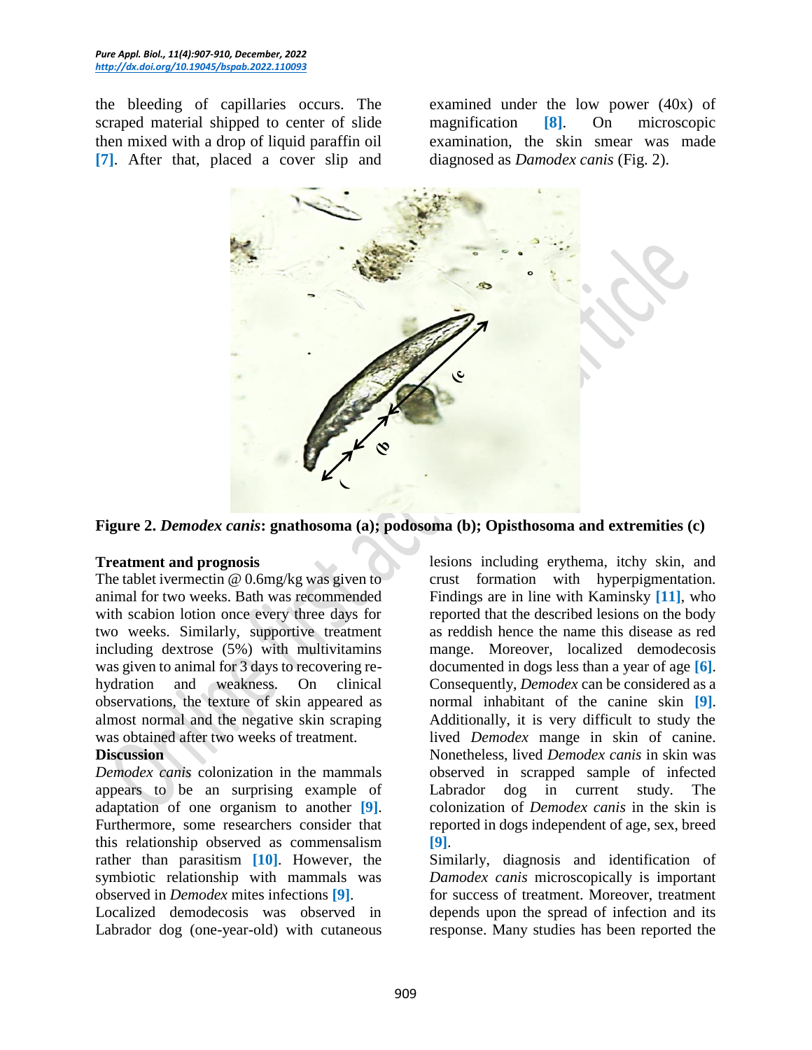the bleeding of capillaries occurs. The scraped material shipped to center of slide then mixed with a drop of liquid paraffin oil [7]. After that, placed a cover slip and examined under the low power (40x) of magnification [8]. On microscopic examination, the skin smear was made diagnosed as *Damodex canis* (Fig. 2).

**Figure 2. *Demodex canis*: gnathosoma (a); podosoma (b); Opisthosoma and extremities (c)**

**Treatment and prognosis**

The tablet ivermectin @ 0.6mg/kg was given to animal for two weeks. Bath was recommended with scabion lotion once every three days for two weeks. Similarly, supportive treatment including dextrose (5%) with multivitamins was given to animal for 3 days to recovering re-hydration and weakness. On clinical observations, the texture of skin appeared as almost normal and the negative skin scraping was obtained after two weeks of treatment.

**Discussion**

*Demodex canis* colonization in the mammals appears to be an surprising example of adaptation of one organism to another [9]. Furthermore, some researchers consider that this relationship observed as commensalism rather than parasitism [10]. However, the symbiotic relationship with mammals was observed in *Demodex* mites infections [9].

Localized demodecosis was observed in Labrador dog (one-year-old) with cutaneous lesions including erythema, itchy skin, and crust formation with hyperpigmentation. Findings are in line with Kaminsky [11], who reported that the described lesions on the body as reddish hence the name this disease as red mange. Moreover, localized demodecosis documented in dogs less than a year of age [6]. Consequently, *Demodex* can be considered as a normal inhabitant of the canine skin [9]. Additionally, it is very difficult to study the lived *Demodex* mange in skin of canine. Nonetheless, lived *Demodex canis* in skin was observed in scrapped sample of infected Labrador dog in current study. The colonization of *Demodex canis* in the skin is reported in dogs independent of age, sex, breed [9].

Similarly, diagnosis and identification of *Damodex canis* microscopically is important for success of treatment. Moreover, treatment depends upon the spread of infection and its response. Many studies has been reported the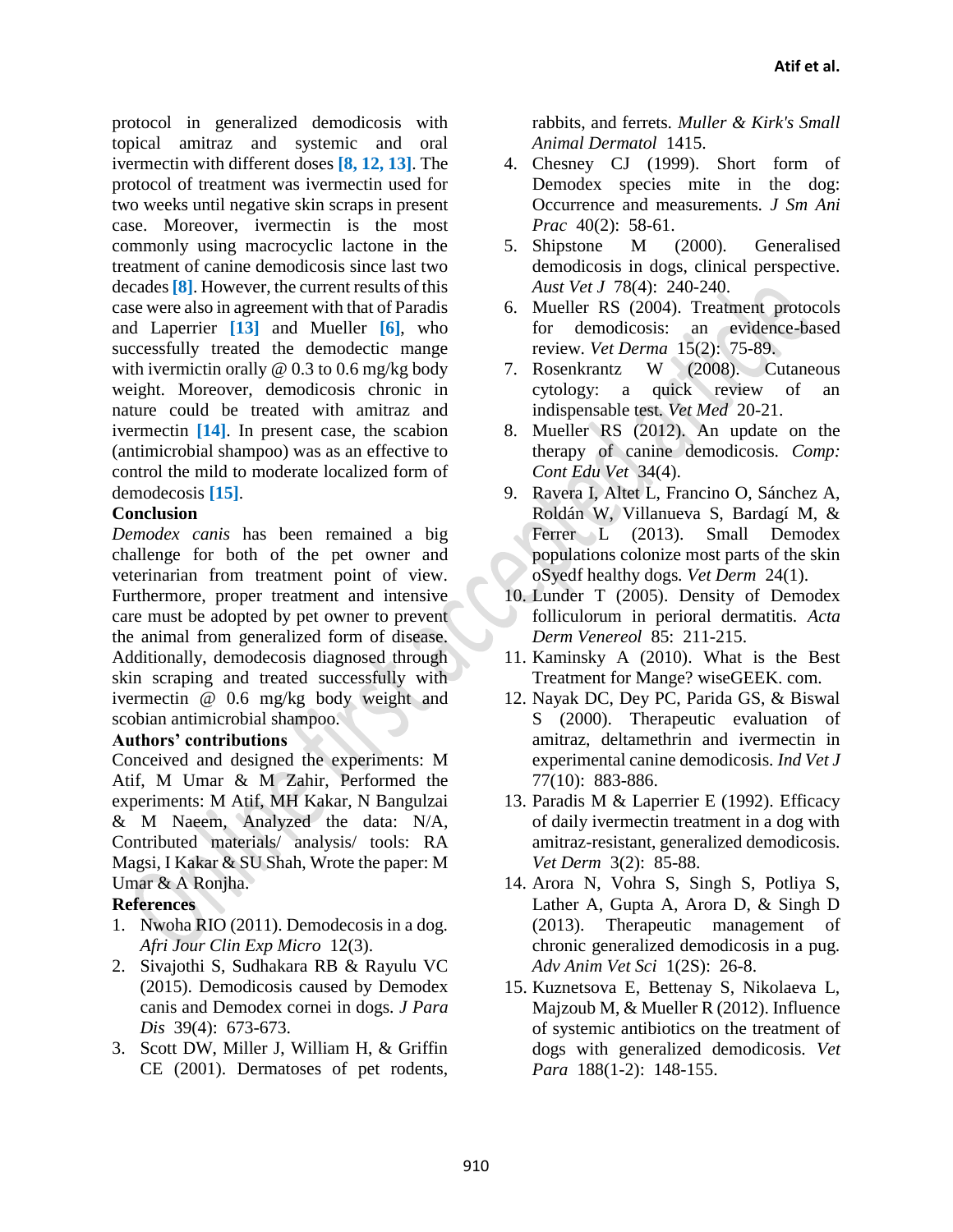protocol in generalized demodicosis with topical amitraz and systemic and oral ivermectin with different doses [8, 12, 13]. The protocol of treatment was ivermectin used for two weeks until negative skin scraps in present case. Moreover, ivermectin is the most commonly using macrocyclic lactone in the treatment of canine demodicosis since last two decades [8]. However, the current results of this case were also in agreement with that of Paradis and Laperrier [13] and Mueller [6], who successfully treated the demodectic mange with ivermictin orally @ 0.3 to 0.6 mg/kg body weight. Moreover, demodicosis chronic in nature could be treated with amitraz and ivermectin [14]. In present case, the scabion (antimicrobial shampoo) was as an effective to control the mild to moderate localized form of demodecosis [15].

**Conclusion**

*Demodex canis* has been remained a big challenge for both of the pet owner and veterinarian from treatment point of view. Furthermore, proper treatment and intensive care must be adopted by pet owner to prevent the animal from generalized form of disease. Additionally, demodecosis diagnosed through skin scraping and treated successfully with ivermectin @ 0.6 mg/kg body weight and scobian antimicrobial shampoo.

**Authors' contributions**

Conceived and designed the experiments: M Atif, M Umar & M Zahir, Performed the experiments: M Atif, MH Kakar, N Bangulzai & M Naeem, Analyzed the data: N/A, Contributed materials/ analysis/ tools: RA Magsi, I Kakar & SU Shah, Wrote the paper: M Umar & A Ronjha.

**References**

1. Nwoha RIO (2011). Demodecosis in a dog. *Afri Jour Clin Exp Micro* 12(3).
2. Sivajothi S, Sudhakara RB & Rayulu VC (2015). Demodicosis caused by Demodex canis and Demodex cornei in dogs. *J Para Dis* 39(4): 673-673.
3. Scott DW, Miller J, William H, & Griffin CE (2001). Dermatoses of pet rodents, rabbits, and ferrets. *Muller & Kirk's Small Animal Dermatol* 1415.
4. Chesney CJ (1999). Short form of Demodex species mite in the dog: Occurrence and measurements. *J Sm Ani Prac* 40(2): 58-61.
5. Shipstone M (2000). Generalised demodicosis in dogs, clinical perspective. *Aust Vet J* 78(4): 240-240.
6. Mueller RS (2004). Treatment protocols for demodicosis: an evidence-based review. *Vet Derma* 15(2): 75-89.
7. Rosenkrantz W (2008). Cutaneous cytology: a quick review of an indispensable test. *Vet Med* 20-21.
8. Mueller RS (2012). An update on the therapy of canine demodicosis. *Comp: Cont Edu Vet* 34(4).
9. Ravera I, Altet L, Francino O, Sánchez A, Roldán W, Villanueva S, Bardagí M, & Ferrer L (2013). Small Demodex populations colonize most parts of the skin oSyedf healthy dogs. *Vet Derm* 24(1).
10. Lunder T (2005). Density of Demodex folliculorum in perioral dermatitis. *Acta Derm Venereol* 85: 211-215.
11. Kaminsky A (2010). What is the Best Treatment for Mange? wiseGEEK. com.
12. Nayak DC, Dey PC, Parida GS, & Biswal S (2000). Therapeutic evaluation of amitraz, deltamethrin and ivermectin in experimental canine demodicosis. *Ind Vet J* 77(10): 883-886.
13. Paradis M & Laperrier E (1992). Efficacy of daily ivermectin treatment in a dog with amitraz-resistant, generalized demodicosis. *Vet Derm* 3(2): 85-88.
14. Arora N, Vohra S, Singh S, Potliya S, Lather A, Gupta A, Arora D, & Singh D (2013). Therapeutic management of chronic generalized demodicosis in a pug. *Adv Anim Vet Sci* 1(2S): 26-8.
15. Kuznetsova E, Bettenay S, Nikolaeva L, Majzoub M, & Mueller R (2012). Influence of systemic antibiotics on the treatment of dogs with generalized demodicosis. *Vet Para* 188(1-2): 148-155.